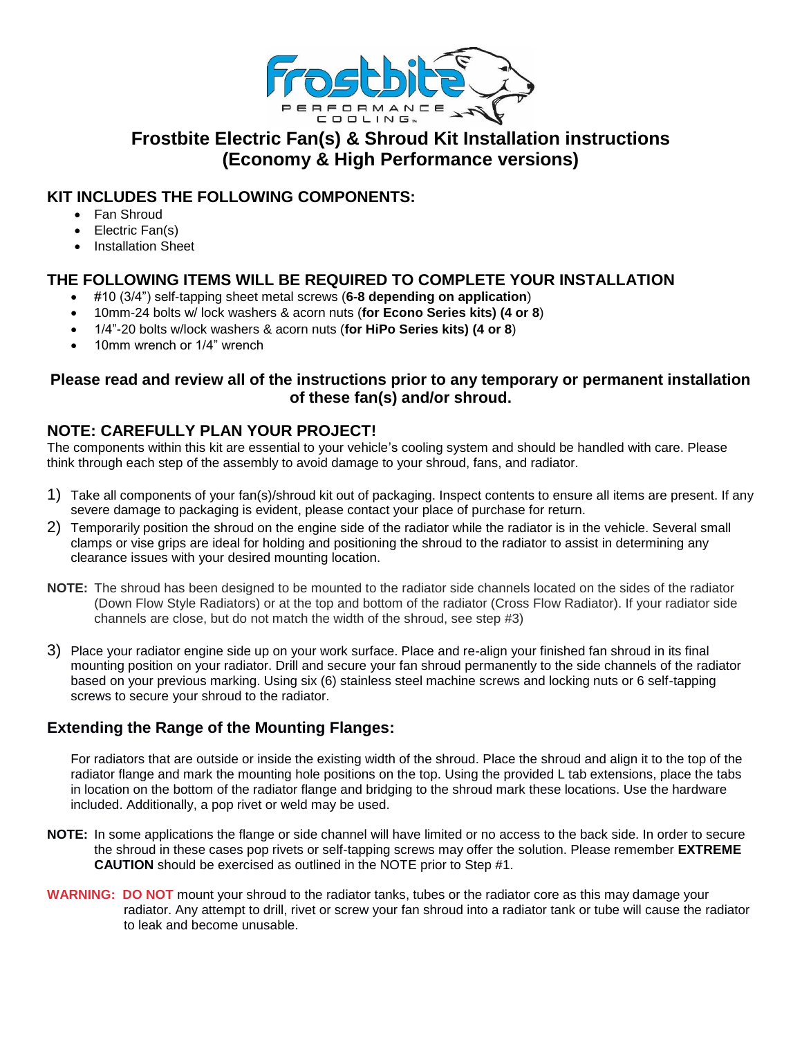# Frostbite Electric Fan(s) & Shroud Kit Installation instructions (Economy & High Performance versions)

## KIT INCLUDES THE FOLLOWING COMPONENTS:

- Fan Shroud
- Electric Fan(s)
- Installation Sheet

## THE FOLLOWING ITEMS WILL BE REQUIRED TO COMPLETE YOUR INSTALLATION

- #10 (3/4") self-tapping sheet metal screws (**6-8 depending on application**)
- 10mm-24 bolts w/ lock washers & acorn nuts (**for Econo Series kits) (4 or 8**)
- 1/4"-20 bolts w/lock washers & acorn nuts (**for HiPo Series kits) (4 or 8**)
- 10mm wrench or 1/4" wrench

**Please read and review all of the instructions prior to any temporary or permanent installation of these fan(s) and/or shroud.**

## NOTE: CAREFULLY PLAN YOUR PROJECT!

The components within this kit are essential to your vehicle's cooling system and should be handled with care. Please think through each step of the assembly to avoid damage to your shroud, fans, and radiator.

1) Take all components of your fan(s)/shroud kit out of packaging. Inspect contents to ensure all items are present. If any severe damage to packaging is evident, please contact your place of purchase for return.
2) Temporarily position the shroud on the engine side of the radiator while the radiator is in the vehicle. Several small clamps or vise grips are ideal for holding and positioning the shroud to the radiator to assist in determining any clearance issues with your desired mounting location.

**NOTE:** The shroud has been designed to be mounted to the radiator side channels located on the sides of the radiator (Down Flow Style Radiators) or at the top and bottom of the radiator (Cross Flow Radiator). If your radiator side channels are close, but do not match the width of the shroud, see step #3)

3) Place your radiator engine side up on your work surface. Place and re-align your finished fan shroud in its final mounting position on your radiator. Drill and secure your fan shroud permanently to the side channels of the radiator based on your previous marking. Using six (6) stainless steel machine screws and locking nuts or 6 self-tapping screws to secure your shroud to the radiator.

## Extending the Range of the Mounting Flanges:

For radiators that are outside or inside the existing width of the shroud. Place the shroud and align it to the top of the radiator flange and mark the mounting hole positions on the top. Using the provided L tab extensions, place the tabs in location on the bottom of the radiator flange and bridging to the shroud mark these locations. Use the hardware included. Additionally, a pop rivet or weld may be used.

**NOTE:** In some applications the flange or side channel will have limited or no access to the back side. In order to secure the shroud in these cases pop rivets or self-tapping screws may offer the solution. Please remember **EXTREME CAUTION** should be exercised as outlined in the NOTE prior to Step #1.

**WARNING: DO NOT** mount your shroud to the radiator tanks, tubes or the radiator core as this may damage your radiator. Any attempt to drill, rivet or screw your fan shroud into a radiator tank or tube will cause the radiator to leak and become unusable.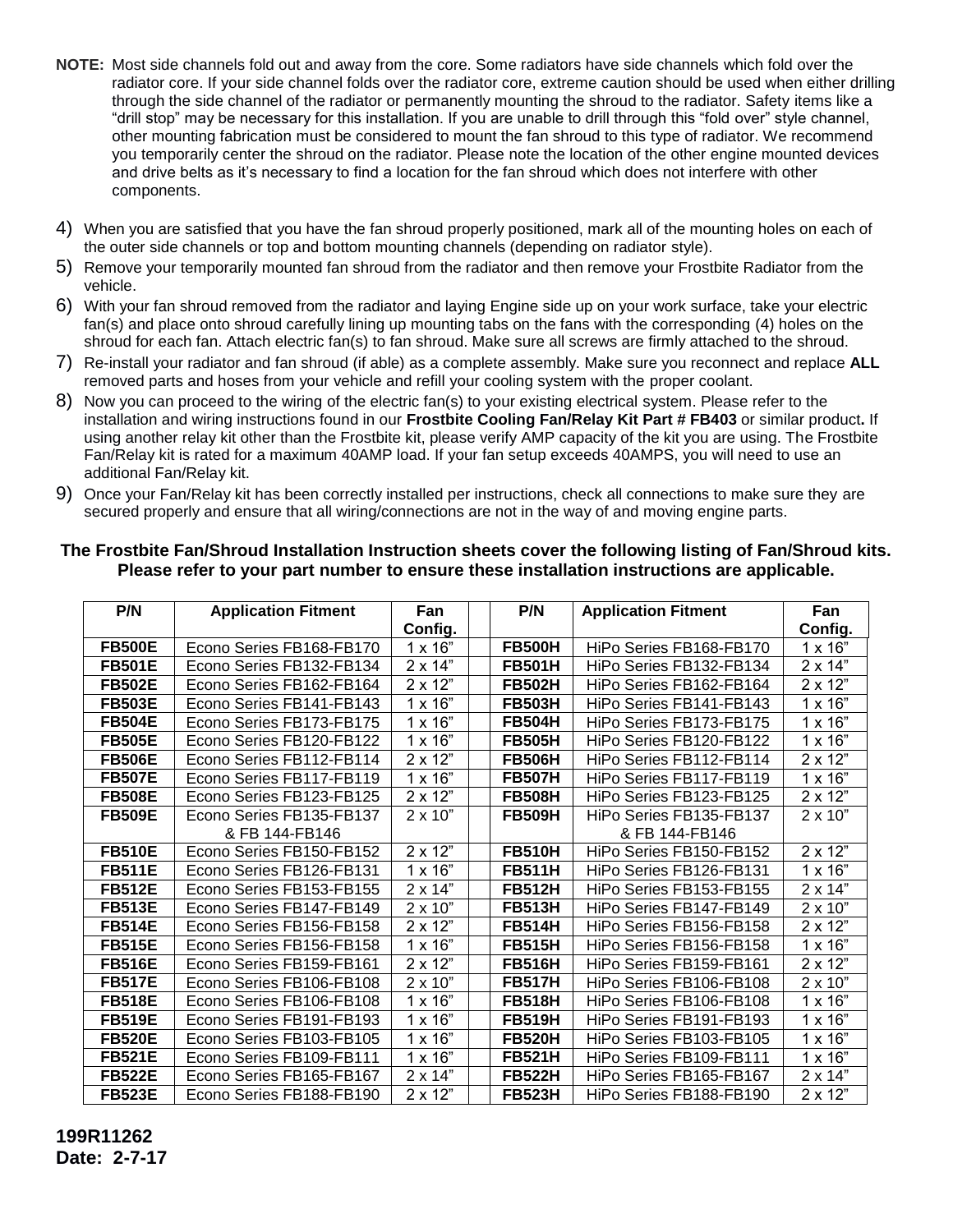**NOTE:** Most side channels fold out and away from the core. Some radiators have side channels which fold over the radiator core. If your side channel folds over the radiator core, extreme caution should be used when either drilling through the side channel of the radiator or permanently mounting the shroud to the radiator. Safety items like a "drill stop" may be necessary for this installation. If you are unable to drill through this "fold over" style channel, other mounting fabrication must be considered to mount the fan shroud to this type of radiator. We recommend you temporarily center the shroud on the radiator. Please note the location of the other engine mounted devices and drive belts as it's necessary to find a location for the fan shroud which does not interfere with other components.

4) When you are satisfied that you have the fan shroud properly positioned, mark all of the mounting holes on each of the outer side channels or top and bottom mounting channels (depending on radiator style).
5) Remove your temporarily mounted fan shroud from the radiator and then remove your Frostbite Radiator from the vehicle.
6) With your fan shroud removed from the radiator and laying Engine side up on your work surface, take your electric fan(s) and place onto shroud carefully lining up mounting tabs on the fans with the corresponding (4) holes on the shroud for each fan. Attach electric fan(s) to fan shroud. Make sure all screws are firmly attached to the shroud.
7) Re-install your radiator and fan shroud (if able) as a complete assembly. Make sure you reconnect and replace **ALL** removed parts and hoses from your vehicle and refill your cooling system with the proper coolant.
8) Now you can proceed to the wiring of the electric fan(s) to your existing electrical system. Please refer to the installation and wiring instructions found in our **Frostbite Cooling Fan/Relay Kit Part # FB403** or similar product**.** If using another relay kit other than the Frostbite kit, please verify AMP capacity of the kit you are using. The Frostbite Fan/Relay kit is rated for a maximum 40AMP load. If your fan setup exceeds 40AMPS, you will need to use an additional Fan/Relay kit.
9) Once your Fan/Relay kit has been correctly installed per instructions, check all connections to make sure they are secured properly and ensure that all wiring/connections are not in the way of and moving engine parts.

**The Frostbite Fan/Shroud Installation Instruction sheets cover the following listing of Fan/Shroud kits. Please refer to your part number to ensure these installation instructions are applicable.**

| P/N | Application Fitment | Fan Config. | | P/N | Application Fitment | Fan Config. |
|---|---|---|---|---|---|---|
| **FB500E** | Econo Series FB168-FB170 | 1 x 16" | | **FB500H** | HiPo Series FB168-FB170 | 1 x 16" |
| **FB501E** | Econo Series FB132-FB134 | 2 x 14" | | **FB501H** | HiPo Series FB132-FB134 | 2 x 14" |
| **FB502E** | Econo Series FB162-FB164 | 2 x 12" | | **FB502H** | HiPo Series FB162-FB164 | 2 x 12" |
| **FB503E** | Econo Series FB141-FB143 | 1 x 16" | | **FB503H** | HiPo Series FB141-FB143 | 1 x 16" |
| **FB504E** | Econo Series FB173-FB175 | 1 x 16" | | **FB504H** | HiPo Series FB173-FB175 | 1 x 16" |
| **FB505E** | Econo Series FB120-FB122 | 1 x 16" | | **FB505H** | HiPo Series FB120-FB122 | 1 x 16" |
| **FB506E** | Econo Series FB112-FB114 | 2 x 12" | | **FB506H** | HiPo Series FB112-FB114 | 2 x 12" |
| **FB507E** | Econo Series FB117-FB119 | 1 x 16" | | **FB507H** | HiPo Series FB117-FB119 | 1 x 16" |
| **FB508E** | Econo Series FB123-FB125 | 2 x 12" | | **FB508H** | HiPo Series FB123-FB125 | 2 x 12" |
| **FB509E** | Econo Series FB135-FB137 & FB 144-FB146 | 2 x 10" | | **FB509H** | HiPo Series FB135-FB137 & FB 144-FB146 | 2 x 10" |
| **FB510E** | Econo Series FB150-FB152 | 2 x 12" | | **FB510H** | HiPo Series FB150-FB152 | 2 x 12" |
| **FB511E** | Econo Series FB126-FB131 | 1 x 16" | | **FB511H** | HiPo Series FB126-FB131 | 1 x 16" |
| **FB512E** | Econo Series FB153-FB155 | 2 x 14" | | **FB512H** | HiPo Series FB153-FB155 | 2 x 14" |
| **FB513E** | Econo Series FB147-FB149 | 2 x 10" | | **FB513H** | HiPo Series FB147-FB149 | 2 x 10" |
| **FB514E** | Econo Series FB156-FB158 | 2 x 12" | | **FB514H** | HiPo Series FB156-FB158 | 2 x 12" |
| **FB515E** | Econo Series FB156-FB158 | 1 x 16" | | **FB515H** | HiPo Series FB156-FB158 | 1 x 16" |
| **FB516E** | Econo Series FB159-FB161 | 2 x 12" | | **FB516H** | HiPo Series FB159-FB161 | 2 x 12" |
| **FB517E** | Econo Series FB106-FB108 | 2 x 10" | | **FB517H** | HiPo Series FB106-FB108 | 2 x 10" |
| **FB518E** | Econo Series FB106-FB108 | 1 x 16" | | **FB518H** | HiPo Series FB106-FB108 | 1 x 16" |
| **FB519E** | Econo Series FB191-FB193 | 1 x 16" | | **FB519H** | HiPo Series FB191-FB193 | 1 x 16" |
| **FB520E** | Econo Series FB103-FB105 | 1 x 16" | | **FB520H** | HiPo Series FB103-FB105 | 1 x 16" |
| **FB521E** | Econo Series FB109-FB111 | 1 x 16" | | **FB521H** | HiPo Series FB109-FB111 | 1 x 16" |
| **FB522E** | Econo Series FB165-FB167 | 2 x 14" | | **FB522H** | HiPo Series FB165-FB167 | 2 x 14" |
| **FB523E** | Econo Series FB188-FB190 | 2 x 12" | | **FB523H** | HiPo Series FB188-FB190 | 2 x 12" |

**199R11262**
**Date: 2-7-17**